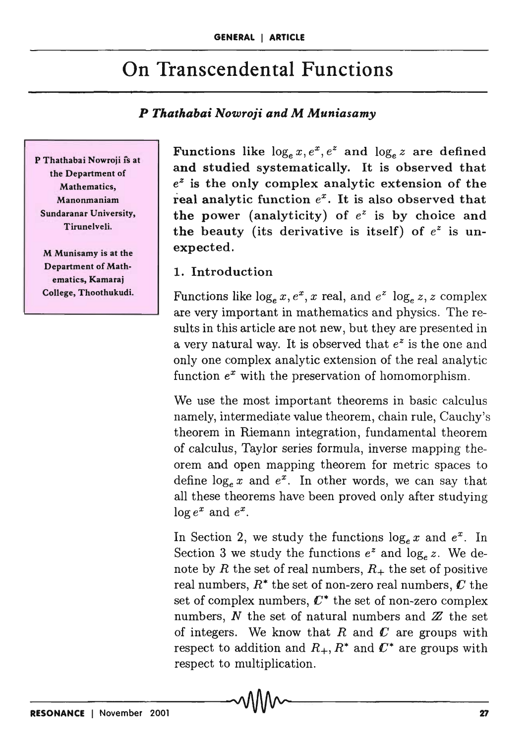# On Transcendental Functions

*P Thathabai Nowroji and M Muniasamy*

P Thathabai Nowroji is at the Department of Mathematics, Manonmaniam Sundaranar University, Tirunelveli.

M Munisamy is at the Department of Mathematics, Kamaraj College, Thoothukudi.

**Functions like $\log_e x, e^x, e^z$ and $\log_e z$ are defined and studied systematically. It is observed that $e^z$ is the only complex analytic extension of the real analytic function $e^x$. It is also observed that the power (analyticity) of $e^z$ is by choice and the beauty (its derivative is itself) of $e^z$ is unexpected.**

## 1. Introduction

Functions like $\log_e x, e^x, x$ real, and $e^z$ $\log_e z, z$ complex are very important in mathematics and physics. The results in this article are not new, but they are presented in a very natural way. It is observed that $e^z$ is the one and only one complex analytic extension of the real analytic function $e^x$ with the preservation of homomorphism.

We use the most important theorems in basic calculus namely, intermediate value theorem, chain rule, Cauchy's theorem in Riemann integration, fundamental theorem of calculus, Taylor series formula, inverse mapping theorem and open mapping theorem for metric spaces to define $\log_e x$ and $e^x$. In other words, we can say that all these theorems have been proved only after studying $\log e^x$ and $e^x$.

In Section 2, we study the functions $\log_e x$ and $e^x$. In Section 3 we study the functions $e^z$ and $\log_e z$. We denote by $R$ the set of real numbers, $R_+$ the set of positive real numbers, $R^*$ the set of non-zero real numbers, $C$ the set of complex numbers, $C^*$ the set of non-zero complex numbers, $N$ the set of natural numbers and $Z$ the set of integers. We know that $R$ and $C$ are groups with respect to addition and $R_+, R^*$ and $C^*$ are groups with respect to multiplication.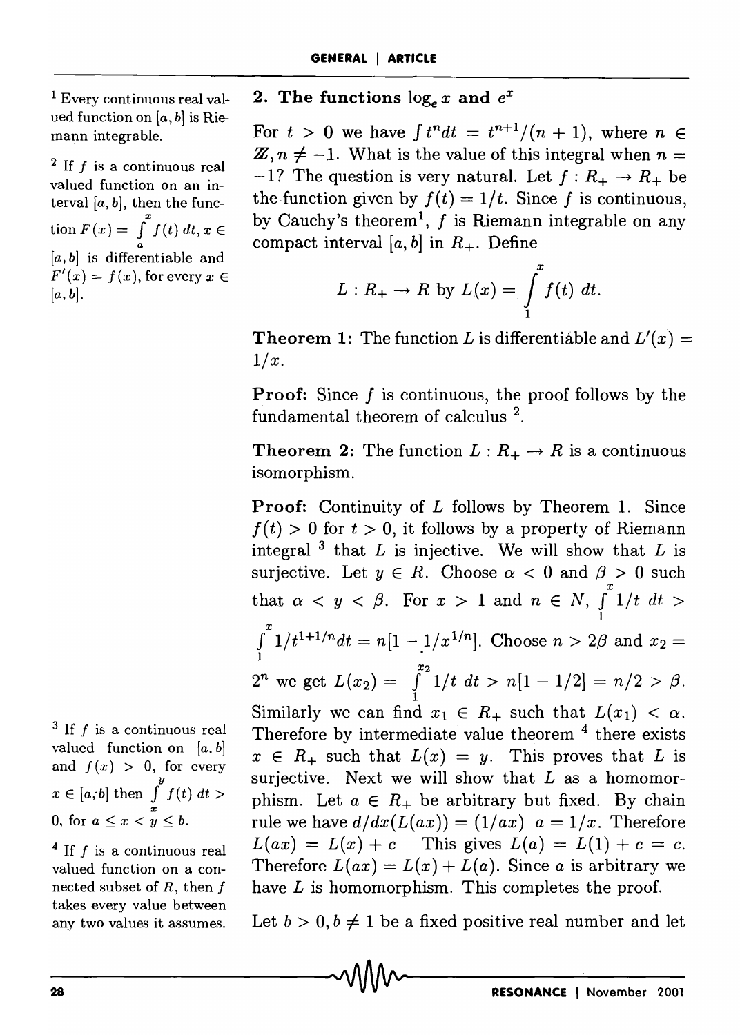## 2. The functions $\log_e x$ and $e^x$

For $t > 0$ we have $\int t^n dt = t^{n+1}/(n+1)$, where $n \in \mathbb{Z}, n \neq -1$. What is the value of this integral when $n = -1$? The question is very natural. Let $f : R_+ \to R_+$ be the function given by $f(t) = 1/t$. Since $f$ is continuous, by Cauchy's theorem[1], $f$ is Riemann integrable on any compact interval $[a, b]$ in $R_+$. Define

$$L : R_+ \to R \text{ by } L(x) = \int_1^x f(t)\, dt.$$

**Theorem 1:** The function $L$ is differentiable and $L'(x) = 1/x$.

**Proof:** Since $f$ is continuous, the proof follows by the fundamental theorem of calculus [2].

**Theorem 2:** The function $L : R_+ \to R$ is a continuous isomorphism.

**Proof:** Continuity of $L$ follows by Theorem 1. Since $f(t) > 0$ for $t > 0$, it follows by a property of Riemann integral [3] that $L$ is injective. We will show that $L$ is surjective. Let $y \in R$. Choose $\alpha < 0$ and $\beta > 0$ such that $\alpha < y < \beta$. For $x > 1$ and $n \in N$, $\int_1^x 1/t\, dt > \int_1^x 1/t^{1+1/n} dt = n[1 - 1/x^{1/n}]$. Choose $n > 2\beta$ and $x_2 = 2^n$ we get $L(x_2) = \int_1^{x_2} 1/t\, dt > n[1 - 1/2] = n/2 > \beta$. Similarly we can find $x_1 \in R_+$ such that $L(x_1) < \alpha$. Therefore by intermediate value theorem [4] there exists $x \in R_+$ such that $L(x) = y$. This proves that $L$ is surjective. Next we will show that $L$ as a homomorphism. Let $a \in R_+$ be arbitrary but fixed. By chain rule we have $d/dx(L(ax)) = (1/ax)\ a = 1/x$. Therefore $L(ax) = L(x) + c$ This gives $L(a) = L(1) + c = c$. Therefore $L(ax) = L(x) + L(a)$. Since $a$ is arbitrary we have $L$ is homomorphism. This completes the proof.

Let $b > 0, b \neq 1$ be a fixed positive real number and let

---

[1] Every continuous real valued function on $[a, b]$ is Riemann integrable.

[2] If $f$ is a continuous real valued function on an interval $[a, b]$, then the function $F(x) = \int_a^x f(t)\, dt, x \in [a, b]$ is differentiable and $F'(x) = f(x)$, for every $x \in [a, b]$.

[3] If $f$ is a continuous real valued function on $[a, b]$ and $f(x) > 0$, for every $x \in [a, b]$ then $\int_x^y f(t)\, dt > 0$, for $a \leq x < y \leq b$.

[4] If $f$ is a continuous real valued function on a connected subset of $R$, then $f$ takes every value between any two values it assumes.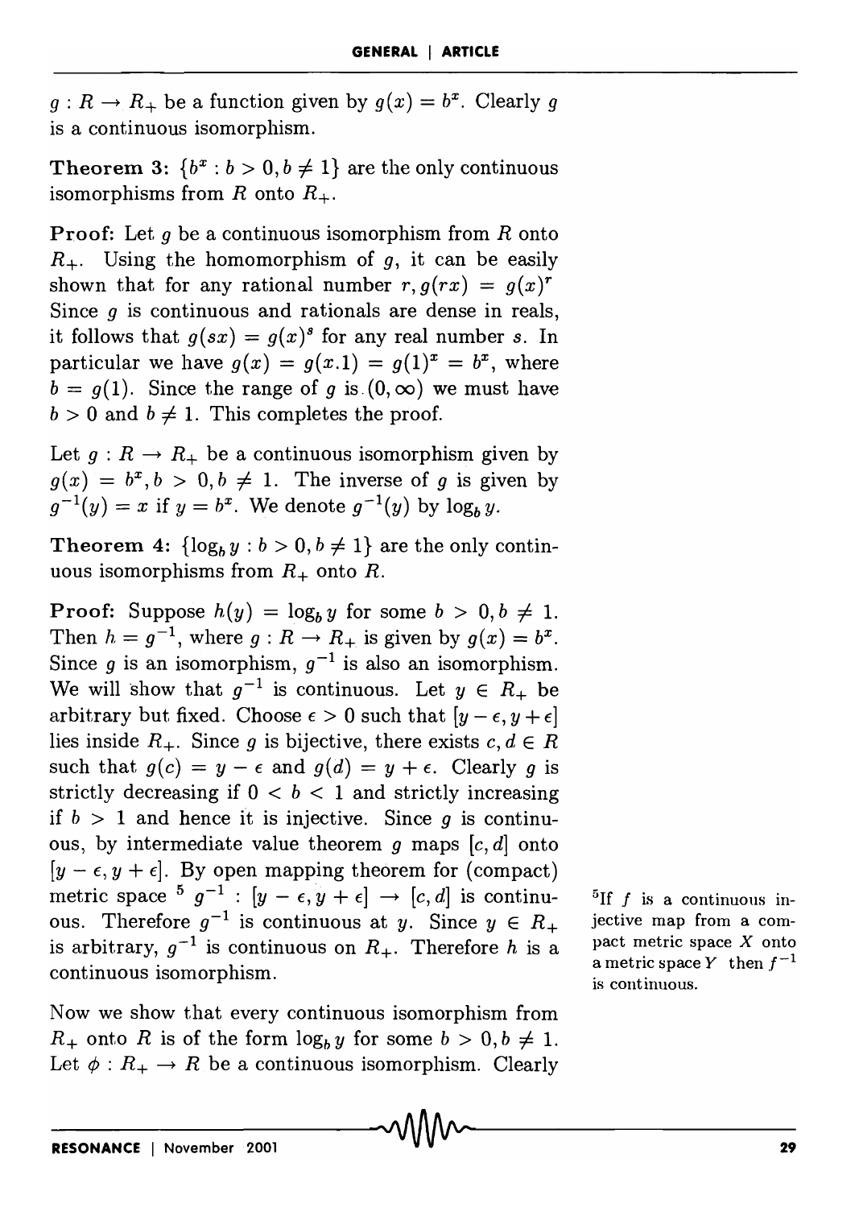$g : R \to R_+$ be a function given by $g(x) = b^x$. Clearly $g$ is a continuous isomorphism.

**Theorem 3:** $\{b^x : b > 0, b \neq 1\}$ are the only continuous isomorphisms from $R$ onto $R_+$.

**Proof:** Let $g$ be a continuous isomorphism from $R$ onto $R_+$. Using the homomorphism of $g$, it can be easily shown that for any rational number $r, g(rx) = g(x)^r$ Since $g$ is continuous and rationals are dense in reals, it follows that $g(sx) = g(x)^s$ for any real number $s$. In particular we have $g(x) = g(x.1) = g(1)^x = b^x$, where $b = g(1)$. Since the range of $g$ is $(0, \infty)$ we must have $b > 0$ and $b \neq 1$. This completes the proof.

Let $g : R \to R_+$ be a continuous isomorphism given by $g(x) = b^x, b > 0, b \neq 1$. The inverse of $g$ is given by $g^{-1}(y) = x$ if $y = b^x$. We denote $g^{-1}(y)$ by $\log_b y$.

**Theorem 4:** $\{\log_b y : b > 0, b \neq 1\}$ are the only continuous isomorphisms from $R_+$ onto $R$.

**Proof:** Suppose $h(y) = \log_b y$ for some $b > 0, b \neq 1$. Then $h = g^{-1}$, where $g : R \to R_+$ is given by $g(x) = b^x$. Since $g$ is an isomorphism, $g^{-1}$ is also an isomorphism. We will show that $g^{-1}$ is continuous. Let $y \in R_+$ be arbitrary but fixed. Choose $\epsilon > 0$ such that $[y - \epsilon, y + \epsilon]$ lies inside $R_+$. Since $g$ is bijective, there exists $c, d \in R$ such that $g(c) = y - \epsilon$ and $g(d) = y + \epsilon$. Clearly $g$ is strictly decreasing if $0 < b < 1$ and strictly increasing if $b > 1$ and hence it is injective. Since $g$ is continuous, by intermediate value theorem $g$ maps $[c, d]$ onto $[y - \epsilon, y + \epsilon]$. By open mapping theorem for (compact) metric space [5] $g^{-1} : [y - \epsilon, y + \epsilon] \to [c, d]$ is continuous. Therefore $g^{-1}$ is continuous at $y$. Since $y \in R_+$ is arbitrary, $g^{-1}$ is continuous on $R_+$. Therefore $h$ is a continuous isomorphism.

[5] If $f$ is a continuous injective map from a compact metric space $X$ onto a metric space $Y$ then $f^{-1}$ is continuous.

Now we show that every continuous isomorphism from $R_+$ onto $R$ is of the form $\log_b y$ for some $b > 0, b \neq 1$. Let $\phi : R_+ \to R$ be a continuous isomorphism. Clearly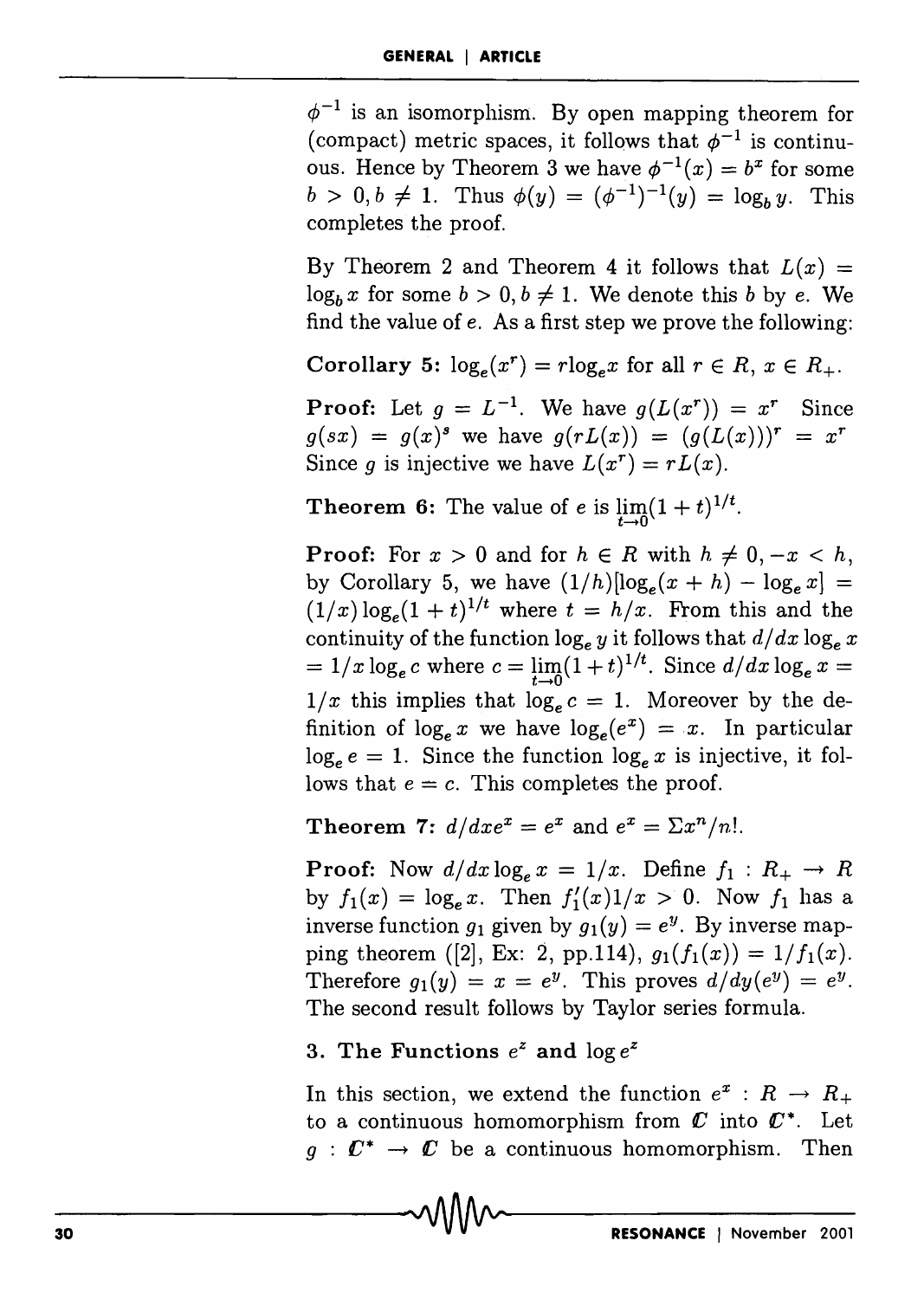$\phi^{-1}$ is an isomorphism. By open mapping theorem for (compact) metric spaces, it follows that $\phi^{-1}$ is continuous. Hence by Theorem 3 we have $\phi^{-1}(x) = b^x$ for some $b > 0, b \neq 1$. Thus $\phi(y) = (\phi^{-1})^{-1}(y) = \log_b y$. This completes the proof.

By Theorem 2 and Theorem 4 it follows that $L(x) = \log_b x$ for some $b > 0, b \neq 1$. We denote this $b$ by $e$. We find the value of $e$. As a first step we prove the following:

**Corollary 5:** $\log_e(x^r) = r\log_e x$ for all $r \in R$, $x \in R_+$.

**Proof:** Let $g = L^{-1}$. We have $g(L(x^r)) = x^r$ Since $g(sx) = g(x)^s$ we have $g(rL(x)) = (g(L(x)))^r = x^r$ Since $g$ is injective we have $L(x^r) = rL(x)$.

**Theorem 6:** The value of $e$ is $\lim_{t \to 0}(1+t)^{1/t}$.

**Proof:** For $x > 0$ and for $h \in R$ with $h \neq 0, -x < h$, by Corollary 5, we have $(1/h)[\log_e(x+h) - \log_e x] = (1/x)\log_e(1+t)^{1/t}$ where $t = h/x$. From this and the continuity of the function $\log_e y$ it follows that $d/dx \log_e x = 1/x \log_e c$ where $c = \lim_{t \to 0}(1+t)^{1/t}$. Since $d/dx \log_e x = 1/x$ this implies that $\log_e c = 1$. Moreover by the definition of $\log_e x$ we have $\log_e(e^x) = x$. In particular $\log_e e = 1$. Since the function $\log_e x$ is injective, it follows that $e = c$. This completes the proof.

**Theorem 7:** $d/dx e^x = e^x$ and $e^x = \Sigma x^n/n!$.

**Proof:** Now $d/dx \log_e x = 1/x$. Define $f_1 : R_+ \to R$ by $f_1(x) = \log_e x$. Then $f_1'(x)1/x > 0$. Now $f_1$ has a inverse function $g_1$ given by $g_1(y) = e^y$. By inverse mapping theorem ([2], Ex: 2, pp.114), $g_1(f_1(x)) = 1/f_1(x)$. Therefore $g_1(y) = x = e^y$. This proves $d/dy(e^y) = e^y$. The second result follows by Taylor series formula.

## 3. The Functions $e^z$ and $\log e^z$

In this section, we extend the function $e^x : R \to R_+$ to a continuous homomorphism from $\mathbb{C}$ into $\mathbb{C}^*$. Let $g : \mathbb{C}^* \to \mathbb{C}$ be a continuous homomorphism. Then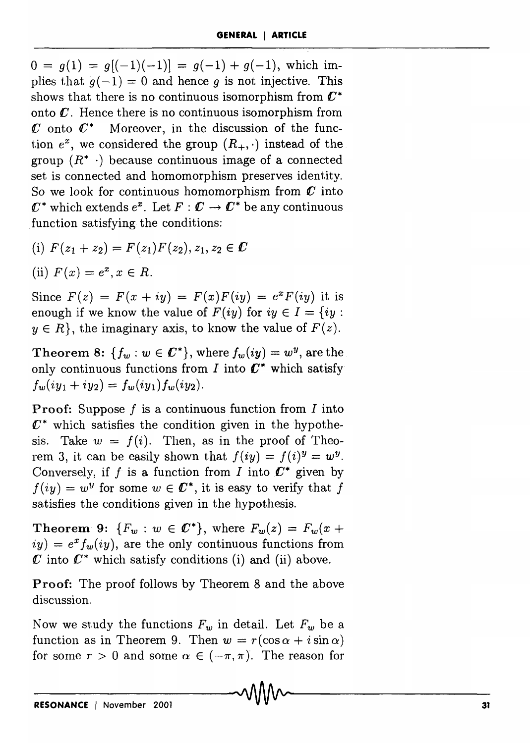$0 = g(1) = g[(-1)(-1)] = g(-1) + g(-1)$, which implies that $g(-1) = 0$ and hence $g$ is not injective. This shows that there is no continuous isomorphism from $\mathbb{C}^*$ onto $\mathbb{C}$. Hence there is no continuous isomorphism from $\mathbb{C}$ onto $\mathbb{C}^*$ Moreover, in the discussion of the function $e^x$, we considered the group $(R_+, \cdot)$ instead of the group $(R^* \cdot)$ because continuous image of a connected set is connected and homomorphism preserves identity. So we look for continuous homomorphism from $\mathbb{C}$ into $\mathbb{C}^*$ which extends $e^x$. Let $F : \mathbb{C} \to \mathbb{C}^*$ be any continuous function satisfying the conditions:

(i) $F(z_1 + z_2) = F(z_1)F(z_2), z_1, z_2 \in \mathbb{C}$

(ii) $F(x) = e^x, x \in R$.

Since $F(z) = F(x + iy) = F(x)F(iy) = e^x F(iy)$ it is enough if we know the value of $F(iy)$ for $iy \in I = \{iy : y \in R\}$, the imaginary axis, to know the value of $F(z)$.

**Theorem 8:** $\{f_w : w \in \mathbb{C}^*\}$, where $f_w(iy) = w^y$, are the only continuous functions from $I$ into $\mathbb{C}^*$ which satisfy $f_w(iy_1 + iy_2) = f_w(iy_1)f_w(iy_2)$.

**Proof:** Suppose $f$ is a continuous function from $I$ into $\mathbb{C}^*$ which satisfies the condition given in the hypothesis. Take $w = f(i)$. Then, as in the proof of Theorem 3, it can be easily shown that $f(iy) = f(i)^y = w^y$. Conversely, if $f$ is a function from $I$ into $\mathbb{C}^*$ given by $f(iy) = w^y$ for some $w \in \mathbb{C}^*$, it is easy to verify that $f$ satisfies the conditions given in the hypothesis.

**Theorem 9:** $\{F_w : w \in \mathbb{C}^*\}$, where $F_w(z) = F_w(x + iy) = e^x f_w(iy)$, are the only continuous functions from $\mathbb{C}$ into $\mathbb{C}^*$ which satisfy conditions (i) and (ii) above.

**Proof:** The proof follows by Theorem 8 and the above discussion.

Now we study the functions $F_w$ in detail. Let $F_w$ be a function as in Theorem 9. Then $w = r(\cos\alpha + i\sin\alpha)$ for some $r > 0$ and some $\alpha \in (-\pi, \pi)$. The reason for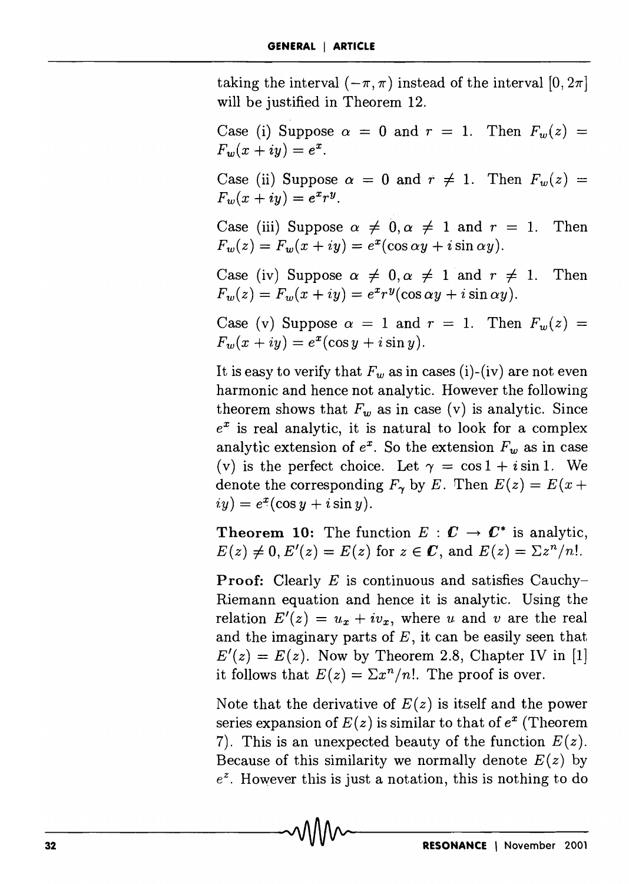taking the interval $(-\pi, \pi)$ instead of the interval $[0, 2\pi]$ will be justified in Theorem 12.

Case (i) Suppose $\alpha = 0$ and $r = 1$. Then $F_w(z) = F_w(x + iy) = e^x$.

Case (ii) Suppose $\alpha = 0$ and $r \neq 1$. Then $F_w(z) = F_w(x + iy) = e^x r^y$.

Case (iii) Suppose $\alpha \neq 0, \alpha \neq 1$ and $r = 1$. Then $F_w(z) = F_w(x + iy) = e^x(\cos \alpha y + i \sin \alpha y)$.

Case (iv) Suppose $\alpha \neq 0, \alpha \neq 1$ and $r \neq 1$. Then $F_w(z) = F_w(x + iy) = e^x r^y(\cos \alpha y + i \sin \alpha y)$.

Case (v) Suppose $\alpha = 1$ and $r = 1$. Then $F_w(z) = F_w(x + iy) = e^x(\cos y + i \sin y)$.

It is easy to verify that $F_w$ as in cases (i)-(iv) are not even harmonic and hence not analytic. However the following theorem shows that $F_w$ as in case (v) is analytic. Since $e^x$ is real analytic, it is natural to look for a complex analytic extension of $e^x$. So the extension $F_w$ as in case (v) is the perfect choice. Let $\gamma = \cos 1 + i \sin 1$. We denote the corresponding $F_\gamma$ by $E$. Then $E(z) = E(x + iy) = e^x(\cos y + i \sin y)$.

**Theorem 10:** The function $E : \mathbb{C} \to \mathbb{C}^*$ is analytic, $E(z) \neq 0, E'(z) = E(z)$ for $z \in \mathbb{C}$, and $E(z) = \Sigma z^n/n!$.

**Proof:** Clearly $E$ is continuous and satisfies Cauchy–Riemann equation and hence it is analytic. Using the relation $E'(z) = u_x + iv_x$, where $u$ and $v$ are the real and the imaginary parts of $E$, it can be easily seen that $E'(z) = E(z)$. Now by Theorem 2.8, Chapter IV in [1] it follows that $E(z) = \Sigma x^n/n!$. The proof is over.

Note that the derivative of $E(z)$ is itself and the power series expansion of $E(z)$ is similar to that of $e^x$ (Theorem 7). This is an unexpected beauty of the function $E(z)$. Because of this similarity we normally denote $E(z)$ by $e^z$. However this is just a notation, this is nothing to do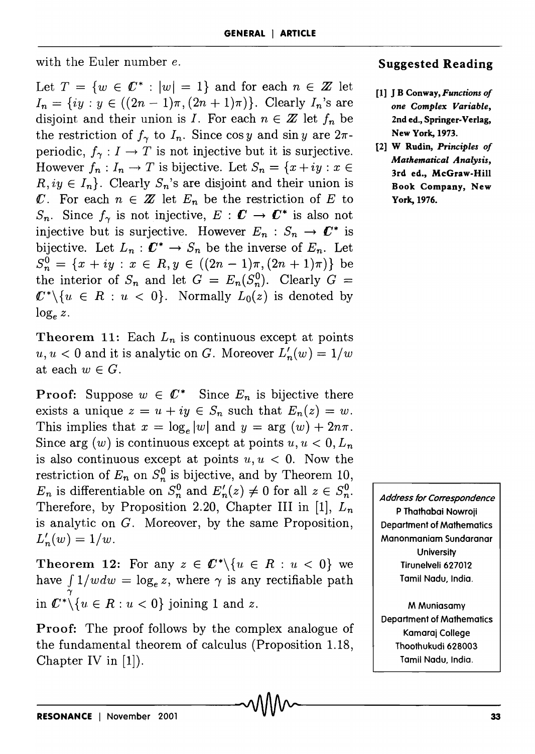with the Euler number $e$.

Let $T = \{w \in \mathbb{C}^* : |w| = 1\}$ and for each $n \in \mathbb{Z}$ let $I_n = \{iy : y \in ((2n-1)\pi, (2n+1)\pi)\}$. Clearly $I_n$'s are disjoint and their union is $I$. For each $n \in \mathbb{Z}$ let $f_n$ be the restriction of $f_\gamma$ to $I_n$. Since $\cos y$ and $\sin y$ are $2\pi$-periodic, $f_\gamma : I \to T$ is not injective but it is surjective. However $f_n : I_n \to T$ is bijective. Let $S_n = \{x + iy : x \in R, iy \in I_n\}$. Clearly $S_n$'s are disjoint and their union is $\mathbb{C}$. For each $n \in \mathbb{Z}$ let $E_n$ be the restriction of $E$ to $S_n$. Since $f_\gamma$ is not injective, $E : \mathbb{C} \to \mathbb{C}^*$ is also not injective but is surjective. However $E_n : S_n \to \mathbb{C}^*$ is bijective. Let $L_n : \mathbb{C}^* \to S_n$ be the inverse of $E_n$. Let $S_n^0 = \{x + iy : x \in R, y \in ((2n-1)\pi, (2n+1)\pi)\}$ be the interior of $S_n$ and let $G = E_n(S_n^0)$. Clearly $G = \mathbb{C}^* \backslash \{u \in R : u < 0\}$. Normally $L_0(z)$ is denoted by $\log_e z$.

**Theorem 11:** Each $L_n$ is continuous except at points $u, u < 0$ and it is analytic on $G$. Moreover $L_n'(w) = 1/w$ at each $w \in G$.

**Proof:** Suppose $w \in \mathbb{C}^*$ Since $E_n$ is bijective there exists a unique $z = u + iy \in S_n$ such that $E_n(z) = w$. This implies that $x = \log_e |w|$ and $y = \arg(w) + 2n\pi$. Since $\arg(w)$ is continuous except at points $u, u < 0, L_n$ is also continuous except at points $u, u < 0$. Now the restriction of $E_n$ on $S_n^0$ is bijective, and by Theorem 10, $E_n$ is differentiable on $S_n^0$ and $E_n'(z) \neq 0$ for all $z \in S_n^0$. Therefore, by Proposition 2.20, Chapter III in [1], $L_n$ is analytic on $G$. Moreover, by the same Proposition, $L_n'(w) = 1/w$.

**Theorem 12:** For any $z \in \mathbb{C}^* \backslash \{u \in R : u < 0\}$ we have $\int_\gamma 1/w dw = \log_e z$, where $\gamma$ is any rectifiable path in $\mathbb{C}^* \backslash \{u \in R : u < 0\}$ joining 1 and $z$.

**Proof:** The proof follows by the complex analogue of the fundamental theorem of calculus (Proposition 1.18, Chapter IV in [1]).

## Suggested Reading

[1] J B Conway, *Functions of one Complex Variable*, 2nd ed., Springer-Verlag, New York, 1973.

[2] W Rudin, *Principles of Mathematical Analysis*, 3rd ed., McGraw-Hill Book Company, New York, 1976.

*Address for Correspondence*

P Thathabai Nowroji
Department of Mathematics
Manonmaniam Sundaranar University
Tirunelveli 627012
Tamil Nadu, India.

M Muniasamy
Department of Mathematics
Kamaraj College
Thoothukudi 628003
Tamil Nadu, India.